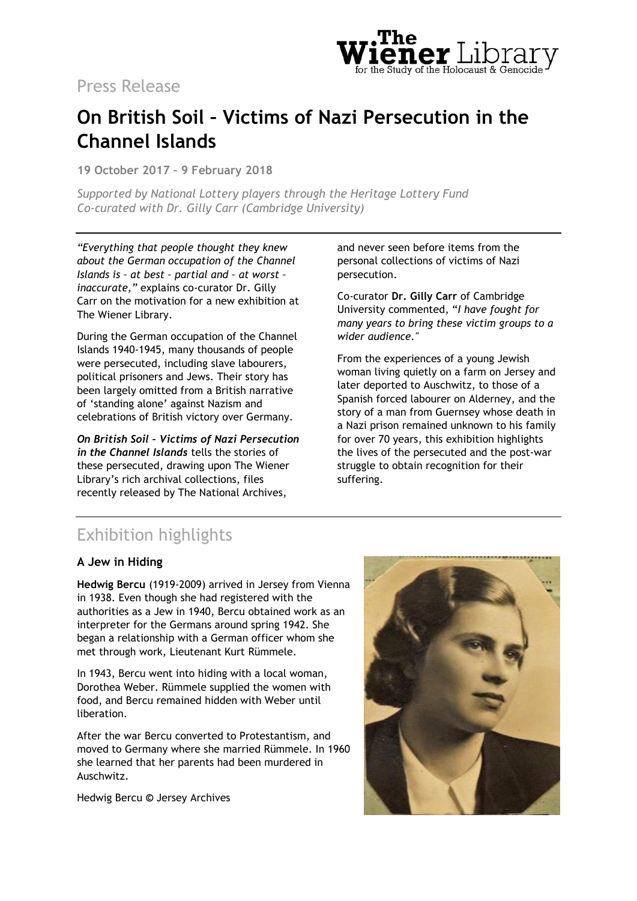Press Release

# On British Soil – Victims of Nazi Persecution in the Channel Islands

**19 October 2017 – 9 February 2018**

*Supported by National Lottery players through the Heritage Lottery Fund*
*Co-curated with Dr. Gilly Carr (Cambridge University)*

*"Everything that people thought they knew about the German occupation of the Channel Islands is – at best – partial and – at worst – inaccurate,"* explains co-curator Dr. Gilly Carr on the motivation for a new exhibition at The Wiener Library.

During the German occupation of the Channel Islands 1940-1945, many thousands of people were persecuted, including slave labourers, political prisoners and Jews. Their story has been largely omitted from a British narrative of 'standing alone' against Nazism and celebrations of British victory over Germany.

***On British Soil – Victims of Nazi Persecution in the Channel Islands*** tells the stories of these persecuted, drawing upon The Wiener Library's rich archival collections, files recently released by The National Archives, and never seen before items from the personal collections of victims of Nazi persecution.

Co-curator **Dr. Gilly Carr** of Cambridge University commented, "*I have fought for many years to bring these victim groups to a wider audience."*

From the experiences of a young Jewish woman living quietly on a farm on Jersey and later deported to Auschwitz, to those of a Spanish forced labourer on Alderney, and the story of a man from Guernsey whose death in a Nazi prison remained unknown to his family for over 70 years, this exhibition highlights the lives of the persecuted and the post-war struggle to obtain recognition for their suffering.

## Exhibition highlights

### A Jew in Hiding

**Hedwig Bercu** (1919-2009) arrived in Jersey from Vienna in 1938. Even though she had registered with the authorities as a Jew in 1940, Bercu obtained work as an interpreter for the Germans around spring 1942. She began a relationship with a German officer whom she met through work, Lieutenant Kurt Rümmele.

In 1943, Bercu went into hiding with a local woman, Dorothea Weber. Rümmele supplied the women with food, and Bercu remained hidden with Weber until liberation.

After the war Bercu converted to Protestantism, and moved to Germany where she married Rümmele. In 1960 she learned that her parents had been murdered in Auschwitz.

Hedwig Bercu © Jersey Archives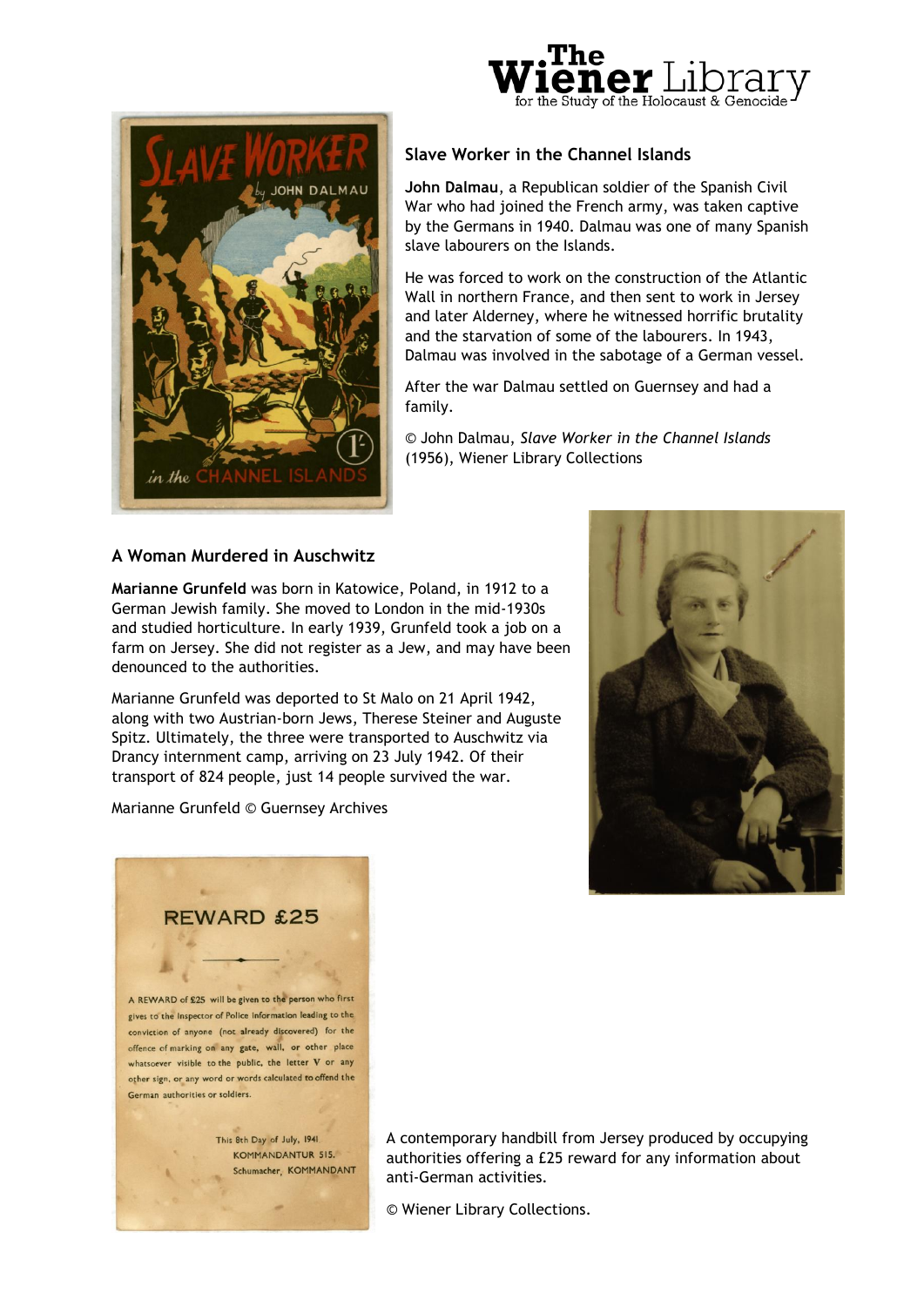### Slave Worker in the Channel Islands

**John Dalmau**, a Republican soldier of the Spanish Civil War who had joined the French army, was taken captive by the Germans in 1940. Dalmau was one of many Spanish slave labourers on the Islands.

He was forced to work on the construction of the Atlantic Wall in northern France, and then sent to work in Jersey and later Alderney, where he witnessed horrific brutality and the starvation of some of the labourers. In 1943, Dalmau was involved in the sabotage of a German vessel.

After the war Dalmau settled on Guernsey and had a family.

© John Dalmau, *Slave Worker in the Channel Islands* (1956), Wiener Library Collections

### A Woman Murdered in Auschwitz

**Marianne Grunfeld** was born in Katowice, Poland, in 1912 to a German Jewish family. She moved to London in the mid-1930s and studied horticulture. In early 1939, Grunfeld took a job on a farm on Jersey. She did not register as a Jew, and may have been denounced to the authorities.

Marianne Grunfeld was deported to St Malo on 21 April 1942, along with two Austrian-born Jews, Therese Steiner and Auguste Spitz. Ultimately, the three were transported to Auschwitz via Drancy internment camp, arriving on 23 July 1942. Of their transport of 824 people, just 14 people survived the war.

Marianne Grunfeld © Guernsey Archives

A contemporary handbill from Jersey produced by occupying authorities offering a £25 reward for any information about anti-German activities.

© Wiener Library Collections.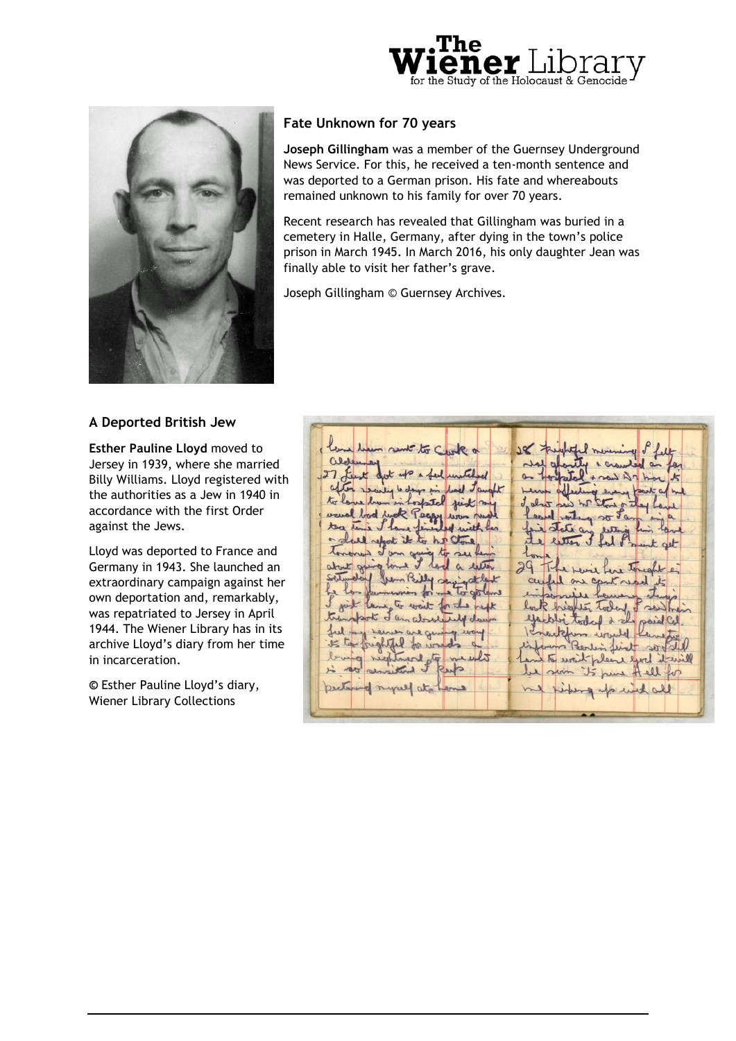## Fate Unknown for 70 years

**Joseph Gillingham** was a member of the Guernsey Underground News Service. For this, he received a ten-month sentence and was deported to a German prison. His fate and whereabouts remained unknown to his family for over 70 years.

Recent research has revealed that Gillingham was buried in a cemetery in Halle, Germany, after dying in the town's police prison in March 1945. In March 2016, his only daughter Jean was finally able to visit her father's grave.

Joseph Gillingham © Guernsey Archives.

## A Deported British Jew

**Esther Pauline Lloyd** moved to Jersey in 1939, where she married Billy Williams. Lloyd registered with the authorities as a Jew in 1940 in accordance with the first Order against the Jews.

Lloyd was deported to France and Germany in 1943. She launched an extraordinary campaign against her own deportation and, remarkably, was repatriated to Jersey in April 1944. The Wiener Library has in its archive Lloyd's diary from her time in incarceration.

© Esther Pauline Lloyd's diary, Wiener Library Collections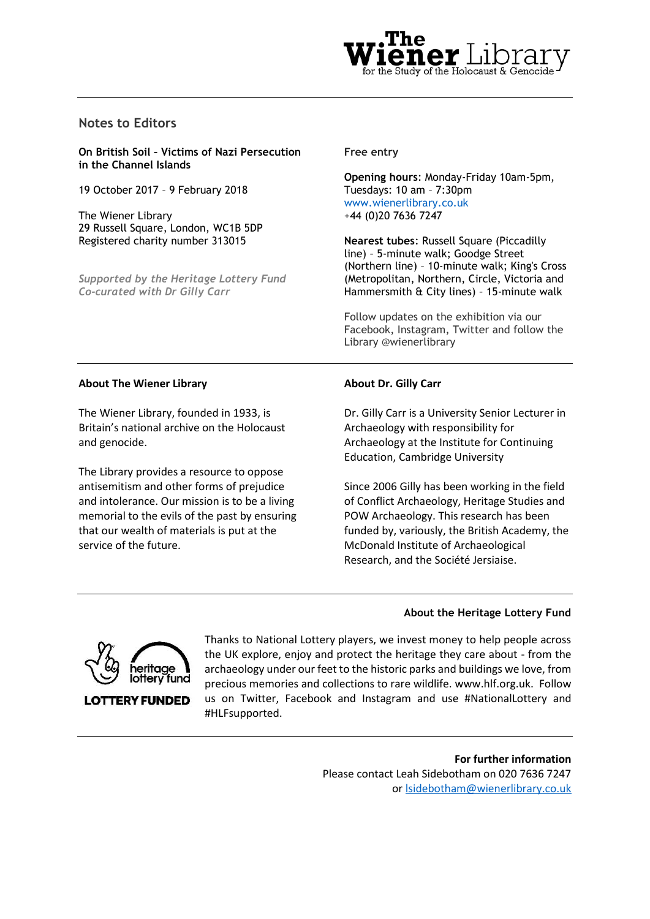## Notes to Editors

**On British Soil - Victims of Nazi Persecution in the Channel Islands**

19 October 2017 – 9 February 2018

The Wiener Library
29 Russell Square, London, WC1B 5DP
Registered charity number 313015

*Supported by the Heritage Lottery Fund*
*Co-curated with Dr Gilly Carr*

**Free entry**

**Opening hours:** Monday-Friday 10am-5pm, Tuesdays: 10 am – 7:30pm
www.wienerlibrary.co.uk
+44 (0)20 7636 7247

**Nearest tubes:** Russell Square (Piccadilly line) – 5-minute walk; Goodge Street (Northern line) – 10-minute walk; King's Cross (Metropolitan, Northern, Circle, Victoria and Hammersmith & City lines) – 15-minute walk

Follow updates on the exhibition via our Facebook, Instagram, Twitter and follow the Library @wienerlibrary

### About The Wiener Library

The Wiener Library, founded in 1933, is Britain's national archive on the Holocaust and genocide.

The Library provides a resource to oppose antisemitism and other forms of prejudice and intolerance. Our mission is to be a living memorial to the evils of the past by ensuring that our wealth of materials is put at the service of the future.

### About Dr. Gilly Carr

Dr. Gilly Carr is a University Senior Lecturer in Archaeology with responsibility for Archaeology at the Institute for Continuing Education, Cambridge University

Since 2006 Gilly has been working in the field of Conflict Archaeology, Heritage Studies and POW Archaeology. This research has been funded by, variously, the British Academy, the McDonald Institute of Archaeological Research, and the Société Jersiaise.

### About the Heritage Lottery Fund

Thanks to National Lottery players, we invest money to help people across the UK explore, enjoy and protect the heritage they care about - from the archaeology under our feet to the historic parks and buildings we love, from precious memories and collections to rare wildlife. www.hlf.org.uk. Follow us on Twitter, Facebook and Instagram and use #NationalLottery and #HLFsupported.

**For further information**
Please contact Leah Sidebotham on 020 7636 7247
or lsidebotham@wienerlibrary.co.uk